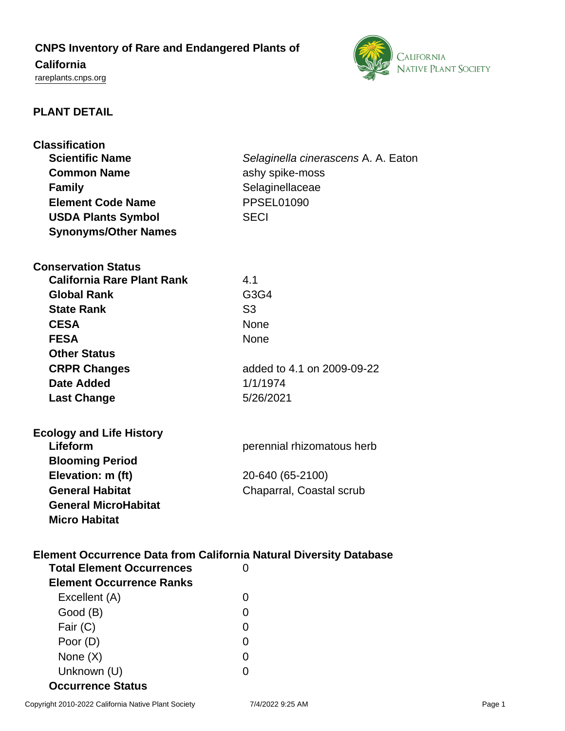# CNPS Inventory of Rare and Endangered Plants of California

rareplants.cnps.org

## PLANT DETAIL

### Classification

| | |
|---|---|
| **Scientific Name** | *Selaginella cinerascens* A. A. Eaton |
| **Common Name** | ashy spike-moss |
| **Family** | Selaginellaceae |
| **Element Code Name** | PPSEL01090 |
| **USDA Plants Symbol** | SECI |
| **Synonyms/Other Names** | |

### Conservation Status

| | |
|---|---|
| **California Rare Plant Rank** | 4.1 |
| **Global Rank** | G3G4 |
| **State Rank** | S3 |
| **CESA** | None |
| **FESA** | None |
| **Other Status** | |
| **CRPR Changes** | added to 4.1 on 2009-09-22 |
| **Date Added** | 1/1/1974 |
| **Last Change** | 5/26/2021 |

### Ecology and Life History

| | |
|---|---|
| **Lifeform** | perennial rhizomatous herb |
| **Blooming Period** | |
| **Elevation: m (ft)** | 20-640 (65-2100) |
| **General Habitat** | Chaparral, Coastal scrub |
| **General MicroHabitat** | |
| **Micro Habitat** | |

### Element Occurrence Data from California Natural Diversity Database

| | |
|---|---|
| **Total Element Occurrences** | 0 |
| **Element Occurrence Ranks** | |
| Excellent (A) | 0 |
| Good (B) | 0 |
| Fair (C) | 0 |
| Poor (D) | 0 |
| None (X) | 0 |
| Unknown (U) | 0 |
| **Occurrence Status** | |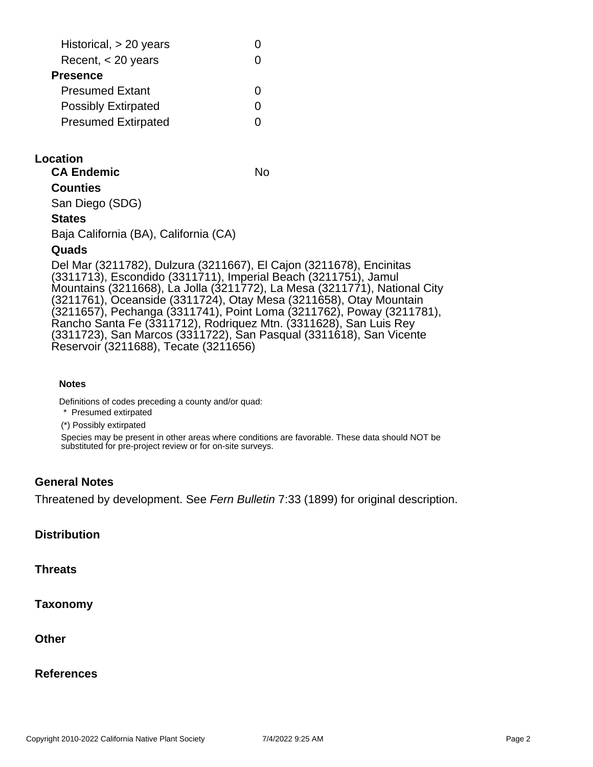| | |
|---|---|
| Historical, > 20 years | 0 |
| Recent, < 20 years | 0 |
| **Presence** | |
| Presumed Extant | 0 |
| Possibly Extirpated | 0 |
| Presumed Extirpated | 0 |

## Location

**CA Endemic** No

**Counties**

San Diego (SDG)

**States**

Baja California (BA), California (CA)

**Quads**

Del Mar (3211782), Dulzura (3211667), El Cajon (3211678), Encinitas (3311713), Escondido (3311711), Imperial Beach (3211751), Jamul Mountains (3211668), La Jolla (3211772), La Mesa (3211771), National City (3211761), Oceanside (3311724), Otay Mesa (3211658), Otay Mountain (3211657), Pechanga (3311741), Point Loma (3211762), Poway (3211781), Rancho Santa Fe (3311712), Rodriquez Mtn. (3311628), San Luis Rey (3311723), San Marcos (3311722), San Pasqual (3311618), San Vicente Reservoir (3211688), Tecate (3211656)

**Notes**

Definitions of codes preceding a county and/or quad:

\* Presumed extirpated

(*) Possibly extirpated

Species may be present in other areas where conditions are favorable. These data should NOT be substituted for pre-project review or for on-site surveys.

## General Notes

Threatened by development. See *Fern Bulletin* 7:33 (1899) for original description.

## Distribution

## Threats

## Taxonomy

## Other

## References